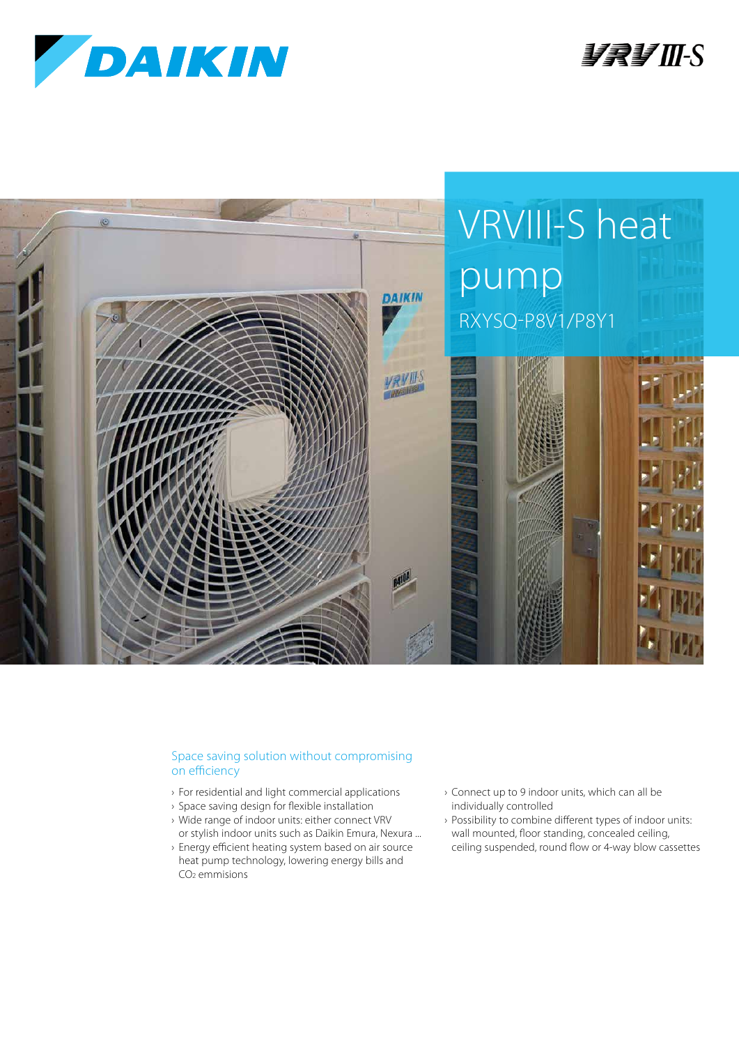DAIKIN

VRV III-S

# VRVIII-S heat pump

RXYSQ-P8V1/P8Y1

## Space saving solution without compromising on efficiency

- For residential and light commercial applications
- Space saving design for flexible installation
- Wide range of indoor units: either connect VRV or stylish indoor units such as Daikin Emura, Nexura ...
- Energy efficient heating system based on air source heat pump technology, lowering energy bills and $CO_2$ emmisions
- Connect up to 9 indoor units, which can all be individually controlled
- Possibility to combine different types of indoor units: wall mounted, floor standing, concealed ceiling, ceiling suspended, round flow or 4-way blow cassettes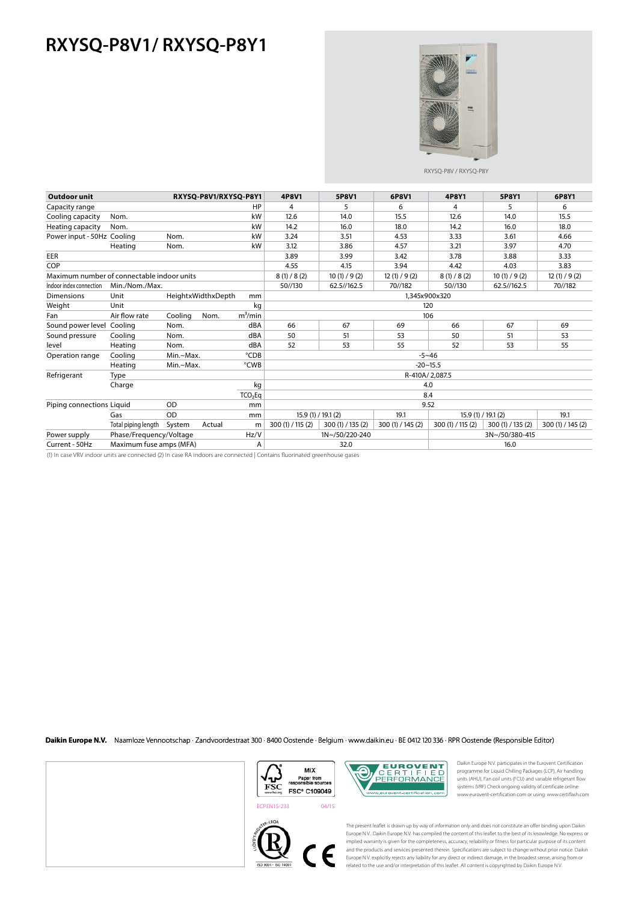# RXYSQ-P8V1/ RXYSQ-P8Y1

RXYSQ-P8V / RXYSQ-P8Y

| Outdoor unit | | | RXYSQ-P8V1/RXYSQ-P8Y1 | 4P8V1 | 5P8V1 | 6P8V1 | 4P8Y1 | 5P8Y1 | 6P8Y1 |
|---|---|---|---|---|---|---|---|---|---|
| Capacity range | | | HP | 4 | 5 | 6 | 4 | 5 | 6 |
| Cooling capacity | Nom. | | kW | 12.6 | 14.0 | 15.5 | 12.6 | 14.0 | 15.5 |
| Heating capacity | Nom. | | kW | 14.2 | 16.0 | 18.0 | 14.2 | 16.0 | 18.0 |
| Power input - 50Hz | Cooling | Nom. | kW | 3.24 | 3.51 | 4.53 | 3.33 | 3.61 | 4.66 |
| | Heating | Nom. | kW | 3.12 | 3.86 | 4.57 | 3.21 | 3.97 | 4.70 |
| EER | | | | 3.89 | 3.99 | 3.42 | 3.78 | 3.88 | 3.33 |
| COP | | | | 4.55 | 4.15 | 3.94 | 4.42 | 4.03 | 3.83 |
| Maximum number of connectable indoor units | | | | 8 (1) / 8 (2) | 10 (1) / 9 (2) | 12 (1) / 9 (2) | 8 (1) / 8 (2) | 10 (1) / 9 (2) | 12 (1) / 9 (2) |
| Indoor index connection | Min./Nom./Max. | | | 50//130 | 62.5//162.5 | 70//182 | 50//130 | 62.5//162.5 | 70//182 |
| Dimensions | Unit | HeightxWidthxDepth | mm | 1,345x900x320 | | | | | |
| Weight | Unit | | kg | 120 | | | | | |
| Fan | Air flow rate | Cooling Nom. | $m^3/min$ | 106 | | | | | |
| Sound power level | Cooling | Nom. | dBA | 66 | 67 | 69 | 66 | 67 | 69 |
| Sound pressure level | Cooling | Nom. | dBA | 50 | 51 | 53 | 50 | 51 | 53 |
| | Heating | Nom. | dBA | 52 | 53 | 55 | 52 | 53 | 55 |
| Operation range | Cooling | Min.~Max. | °CDB | -5~46 | | | | | |
| | Heating | Min.~Max. | °CWB | -20~15.5 | | | | | |
| Refrigerant | Type | | | R-410A/ 2,087.5 | | | | | |
| | Charge | | kg | 4.0 | | | | | |
| | | | $TCO_2Eq$ | 8.4 | | | | | |
| Piping connections | Liquid | OD | mm | 9.52 | | | | | |
| | Gas | OD | mm | 15.9 (1) / 19.1 (2) | | 19.1 | 15.9 (1) / 19.1 (2) | | 19.1 |
| | Total piping length | System Actual | m | 300 (1) / 115 (2) | 300 (1) / 135 (2) | 300 (1) / 145 (2) | 300 (1) / 115 (2) | 300 (1) / 135 (2) | 300 (1) / 145 (2) |
| Power supply | Phase/Frequency/Voltage | | Hz/V | 1N~/50/220-240 | | | 3N~/50/380-415 | | |
| Current - 50Hz | Maximum fuse amps (MFA) | | A | 32.0 | | | 16.0 | | |

(1) In case VRV indoor units are connected (2) In case RA indoors are connected | Contains fluorinated greenhouse gases

**Daikin Europe N.V.** Naamloze Vennootschap · Zandvoordestraat 300 · 8400 Oostende · Belgium · www.daikin.eu · BE 0412 120 336 · RPR Oostende (Responsible Editor)

MIX Paper from responsible sources FSC® C109049

ECPEN15-233 04/15

Daikin Europe N.V. participates in the Eurovent Certification programme for Liquid Chilling Packages (LCP), Air handling units (AHU), Fan coil units (FCU) and variable refrigerant flow systems (VRF) Check ongoing validity of certificate online: www.eurovent-certification.com or using: www.certiflash.com

The present leaflet is drawn up by way of information only and does not constitute an offer binding upon Daikin Europe N.V.. Daikin Europe N.V. has compiled the content of this leaflet to the best of its knowledge. No express or implied warranty is given for the completeness, accuracy, reliability or fitness for particular purpose of its content and the products and services presented therein. Specifications are subject to change without prior notice. Daikin Europe N.V. explicitly rejects any liability for any direct or indirect damage, in the broadest sense, arising from or related to the use and/or interpretation of this leaflet. All content is copyrighted by Daikin Europe N.V.